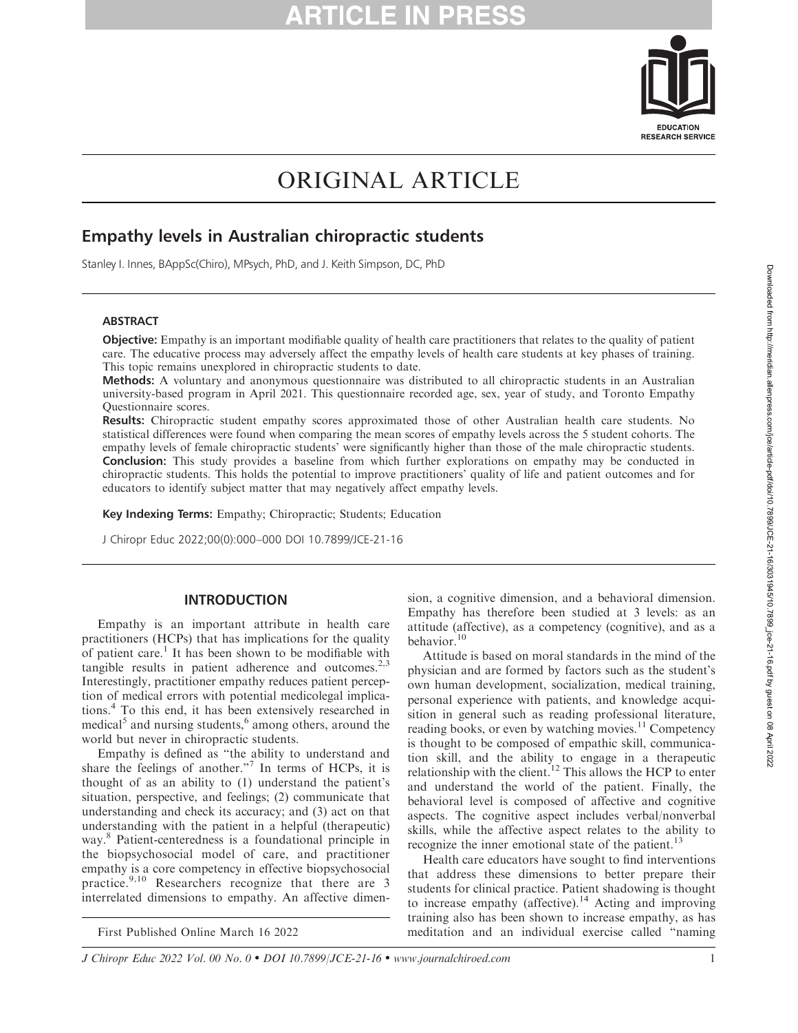# ORIGINAL ARTICLE

## Empathy levels in Australian chiropractic students

Stanley I. Innes, BAppSc(Chiro), MPsych, PhD, and J. Keith Simpson, DC, PhD

### ABSTRACT

**Objective:** Empathy is an important modifiable quality of health care practitioners that relates to the quality of patient care. The educative process may adversely affect the empathy levels of health care students at key phases of training. This topic remains unexplored in chiropractic students to date.

**Methods:** A voluntary and anonymous questionnaire was distributed to all chiropractic students in an Australian university-based program in April 2021. This questionnaire recorded age, sex, year of study, and Toronto Empathy Questionnaire scores.

**Results:** Chiropractic student empathy scores approximated those of other Australian health care students. No statistical differences were found when comparing the mean scores of empathy levels across the 5 student cohorts. The empathy levels of female chiropractic students' were significantly higher than those of the male chiropractic students.

**Conclusion:** This study provides a baseline from which further explorations on empathy may be conducted in chiropractic students. This holds the potential to improve practitioners' quality of life and patient outcomes and for educators to identify subject matter that may negatively affect empathy levels.

**Key Indexing Terms:** Empathy; Chiropractic; Students; Education

J Chiropr Educ 2022;00(0):000–000 DOI 10.7899/JCE-21-16

## INTRODUCTION

Empathy is an important attribute in health care practitioners (HCPs) that has implications for the quality of patient care.[1] It has been shown to be modifiable with tangible results in patient adherence and outcomes.[2,3] Interestingly, practitioner empathy reduces patient perception of medical errors with potential medicolegal implications.[4] To this end, it has been extensively researched in medical[5] and nursing students,[6] among others, around the world but never in chiropractic students.

Empathy is defined as "the ability to understand and share the feelings of another."[7] In terms of HCPs, it is thought of as an ability to (1) understand the patient's situation, perspective, and feelings; (2) communicate that understanding and check its accuracy; and (3) act on that understanding with the patient in a helpful (therapeutic) way.[8] Patient-centeredness is a foundational principle in the biopsychosocial model of care, and practitioner empathy is a core competency in effective biopsychosocial practice.[9,10] Researchers recognize that there are 3 interrelated dimensions to empathy. An affective dimension, a cognitive dimension, and a behavioral dimension. Empathy has therefore been studied at 3 levels: as an attitude (affective), as a competency (cognitive), and as a behavior.[10]

Attitude is based on moral standards in the mind of the physician and are formed by factors such as the student's own human development, socialization, medical training, personal experience with patients, and knowledge acquisition in general such as reading professional literature, reading books, or even by watching movies.[11] Competency is thought to be composed of empathic skill, communication skill, and the ability to engage in a therapeutic relationship with the client.[12] This allows the HCP to enter and understand the world of the patient. Finally, the behavioral level is composed of affective and cognitive aspects. The cognitive aspect includes verbal/nonverbal skills, while the affective aspect relates to the ability to recognize the inner emotional state of the patient.[13]

Health care educators have sought to find interventions that address these dimensions to better prepare their students for clinical practice. Patient shadowing is thought to increase empathy (affective).[14] Acting and improving training also has been shown to increase empathy, as has meditation and an individual exercise called "naming

First Published Online March 16 2022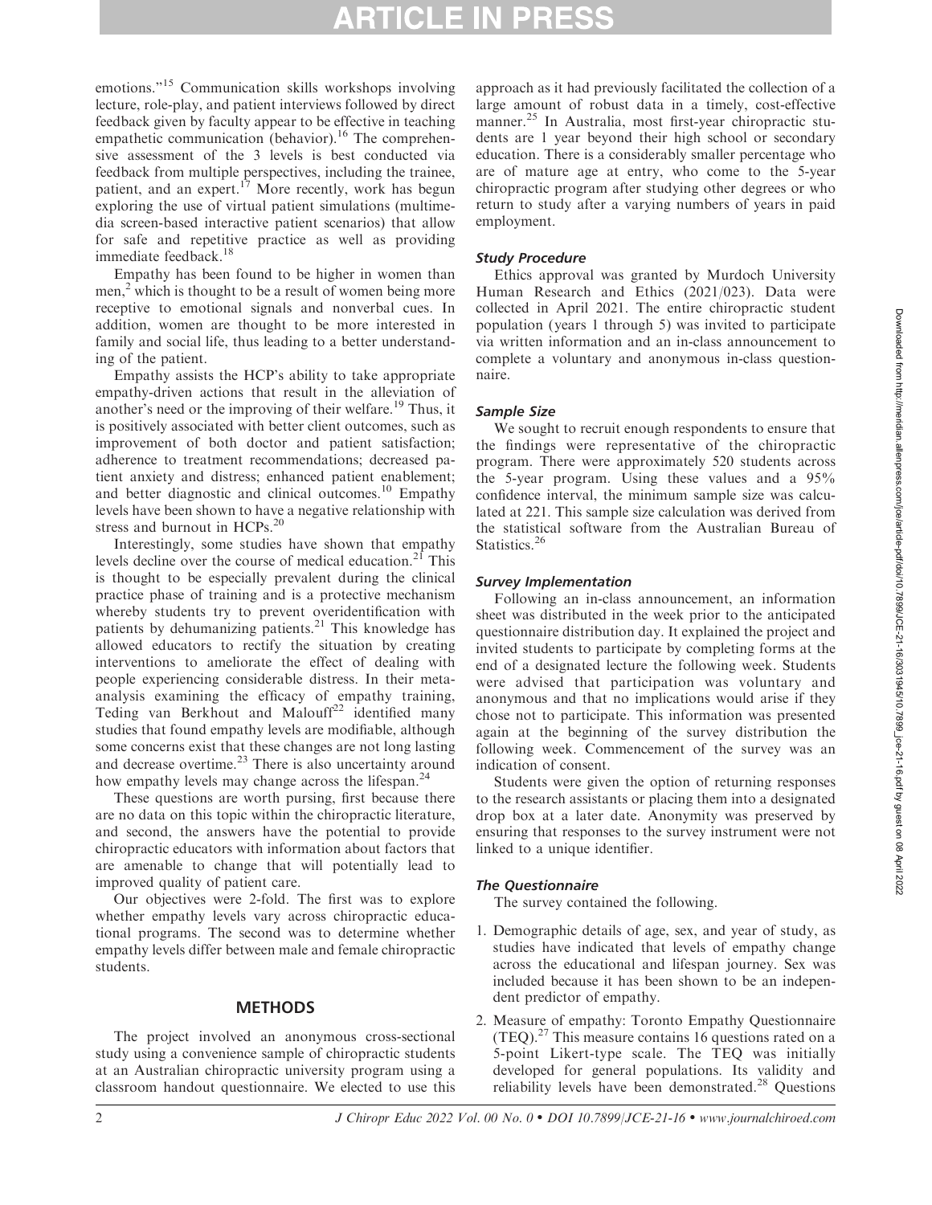emotions."[15] Communication skills workshops involving lecture, role-play, and patient interviews followed by direct feedback given by faculty appear to be effective in teaching empathetic communication (behavior).[16] The comprehensive assessment of the 3 levels is best conducted via feedback from multiple perspectives, including the trainee, patient, and an expert.[17] More recently, work has begun exploring the use of virtual patient simulations (multimedia screen-based interactive patient scenarios) that allow for safe and repetitive practice as well as providing immediate feedback.[18]

Empathy has been found to be higher in women than men,[2] which is thought to be a result of women being more receptive to emotional signals and nonverbal cues. In addition, women are thought to be more interested in family and social life, thus leading to a better understanding of the patient.

Empathy assists the HCP's ability to take appropriate empathy-driven actions that result in the alleviation of another's need or the improving of their welfare.[19] Thus, it is positively associated with better client outcomes, such as improvement of both doctor and patient satisfaction; adherence to treatment recommendations; decreased patient anxiety and distress; enhanced patient enablement; and better diagnostic and clinical outcomes.[10] Empathy levels have been shown to have a negative relationship with stress and burnout in HCPs.[20]

Interestingly, some studies have shown that empathy levels decline over the course of medical education.[21] This is thought to be especially prevalent during the clinical practice phase of training and is a protective mechanism whereby students try to prevent overidentification with patients by dehumanizing patients.[21] This knowledge has allowed educators to rectify the situation by creating interventions to ameliorate the effect of dealing with people experiencing considerable distress. In their meta-analysis examining the efficacy of empathy training, Teding van Berkhout and Malouff[22] identified many studies that found empathy levels are modifiable, although some concerns exist that these changes are not long lasting and decrease overtime.[23] There is also uncertainty around how empathy levels may change across the lifespan.[24]

These questions are worth pursing, first because there are no data on this topic within the chiropractic literature, and second, the answers have the potential to provide chiropractic educators with information about factors that are amenable to change that will potentially lead to improved quality of patient care.

Our objectives were 2-fold. The first was to explore whether empathy levels vary across chiropractic educational programs. The second was to determine whether empathy levels differ between male and female chiropractic students.

## METHODS

The project involved an anonymous cross-sectional study using a convenience sample of chiropractic students at an Australian chiropractic university program using a classroom handout questionnaire. We elected to use this approach as it had previously facilitated the collection of a large amount of robust data in a timely, cost-effective manner.[25] In Australia, most first-year chiropractic students are 1 year beyond their high school or secondary education. There is a considerably smaller percentage who are of mature age at entry, who come to the 5-year chiropractic program after studying other degrees or who return to study after a varying numbers of years in paid employment.

### *Study Procedure*

Ethics approval was granted by Murdoch University Human Research and Ethics (2021/023). Data were collected in April 2021. The entire chiropractic student population (years 1 through 5) was invited to participate via written information and an in-class announcement to complete a voluntary and anonymous in-class questionnaire.

### *Sample Size*

We sought to recruit enough respondents to ensure that the findings were representative of the chiropractic program. There were approximately 520 students across the 5-year program. Using these values and a 95% confidence interval, the minimum sample size was calculated at 221. This sample size calculation was derived from the statistical software from the Australian Bureau of Statistics.[26]

### *Survey Implementation*

Following an in-class announcement, an information sheet was distributed in the week prior to the anticipated questionnaire distribution day. It explained the project and invited students to participate by completing forms at the end of a designated lecture the following week. Students were advised that participation was voluntary and anonymous and that no implications would arise if they chose not to participate. This information was presented again at the beginning of the survey distribution the following week. Commencement of the survey was an indication of consent.

Students were given the option of returning responses to the research assistants or placing them into a designated drop box at a later date. Anonymity was preserved by ensuring that responses to the survey instrument were not linked to a unique identifier.

### *The Questionnaire*

The survey contained the following.

1. Demographic details of age, sex, and year of study, as studies have indicated that levels of empathy change across the educational and lifespan journey. Sex was included because it has been shown to be an independent predictor of empathy.
2. Measure of empathy: Toronto Empathy Questionnaire (TEQ).[27] This measure contains 16 questions rated on a 5-point Likert-type scale. The TEQ was initially developed for general populations. Its validity and reliability levels have been demonstrated.[28] Questions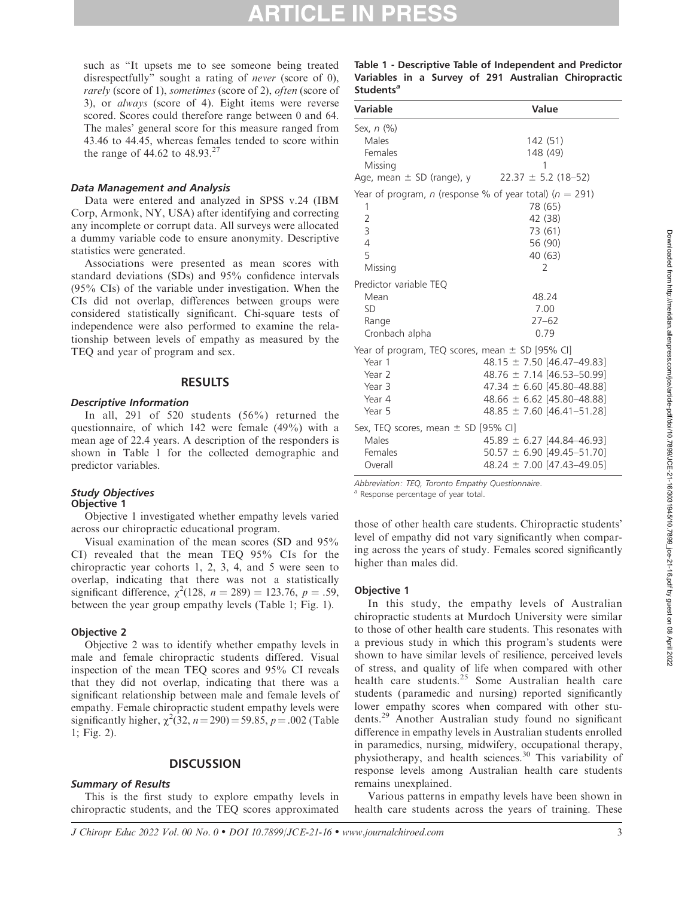such as "It upsets me to see someone being treated disrespectfully" sought a rating of *never* (score of 0), *rarely* (score of 1), *sometimes* (score of 2), *often* (score of 3), or *always* (score of 4). Eight items were reverse scored. Scores could therefore range between 0 and 64. The males' general score for this measure ranged from 43.46 to 44.45, whereas females tended to score within the range of 44.62 to 48.93.[27]

### *Data Management and Analysis*

Data were entered and analyzed in SPSS v.24 (IBM Corp, Armonk, NY, USA) after identifying and correcting any incomplete or corrupt data. All surveys were allocated a dummy variable code to ensure anonymity. Descriptive statistics were generated.

Associations were presented as mean scores with standard deviations (SDs) and 95% confidence intervals (95% CIs) of the variable under investigation. When the CIs did not overlap, differences between groups were considered statistically significant. Chi-square tests of independence were also performed to examine the relationship between levels of empathy as measured by the TEQ and year of program and sex.

## RESULTS

### *Descriptive Information*

In all, 291 of 520 students (56%) returned the questionnaire, of which 142 were female (49%) with a mean age of 22.4 years. A description of the responders is shown in Table 1 for the collected demographic and predictor variables.

**Table 1 - Descriptive Table of Independent and Predictor Variables in a Survey of 291 Australian Chiropractic Students[a]**

| Variable | Value |
|---|---|
| Sex, *n* (%) | |
| Males | 142 (51) |
| Females | 148 (49) |
| Missing | 1 |
| Age, mean ± SD (range), y | 22.37 ± 5.2 (18–52) |
| Year of program, *n* (response % of year total) (*n* = 291) | |
| 1 | 78 (65) |
| 2 | 42 (38) |
| 3 | 73 (61) |
| 4 | 56 (90) |
| 5 | 40 (63) |
| Missing | 2 |
| Predictor variable TEQ | |
| Mean | 48.24 |
| SD | 7.00 |
| Range | 27–62 |
| Cronbach alpha | 0.79 |
| Year of program, TEQ scores, mean ± SD [95% CI] | |
| Year 1 | 48.15 ± 7.50 [46.47–49.83] |
| Year 2 | 48.76 ± 7.14 [46.53–50.99] |
| Year 3 | 47.34 ± 6.60 [45.80–48.88] |
| Year 4 | 48.66 ± 6.62 [45.80–48.88] |
| Year 5 | 48.85 ± 7.60 [46.41–51.28] |
| Sex, TEQ scores, mean ± SD [95% CI] | |
| Males | 45.89 ± 6.27 [44.84–46.93] |
| Females | 50.57 ± 6.90 [49.45–51.70] |
| Overall | 48.24 ± 7.00 [47.43–49.05] |

Abbreviation: TEQ, Toronto Empathy Questionnaire.
[a] Response percentage of year total.

### *Study Objectives*

#### Objective 1

Objective 1 investigated whether empathy levels varied across our chiropractic educational program.

Visual examination of the mean scores (SD and 95% CI) revealed that the mean TEQ 95% CIs for the chiropractic year cohorts 1, 2, 3, 4, and 5 were seen to overlap, indicating that there was not a statistically significant difference, $\chi^2(128, n = 289) = 123.76$, $p = .59$, between the year group empathy levels (Table 1; Fig. 1).

#### Objective 2

Objective 2 was to identify whether empathy levels in male and female chiropractic students differed. Visual inspection of the mean TEQ scores and 95% CI reveals that they did not overlap, indicating that there was a significant relationship between male and female levels of empathy. Female chiropractic student empathy levels were significantly higher, $\chi^2(32, n=290) = 59.85$, $p = .002$ (Table 1; Fig. 2).

## DISCUSSION

### *Summary of Results*

This is the first study to explore empathy levels in chiropractic students, and the TEQ scores approximated those of other health care students. Chiropractic students' level of empathy did not vary significantly when comparing across the years of study. Females scored significantly higher than males did.

### Objective 1

In this study, the empathy levels of Australian chiropractic students at Murdoch University were similar to those of other health care students. This resonates with a previous study in which this program's students were shown to have similar levels of resilience, perceived levels of stress, and quality of life when compared with other health care students.[25] Some Australian health care students (paramedic and nursing) reported significantly lower empathy scores when compared with other students.[29] Another Australian study found no significant difference in empathy levels in Australian students enrolled in paramedics, nursing, midwifery, occupational therapy, physiotherapy, and health sciences.[30] This variability of response levels among Australian health care students remains unexplained.

Various patterns in empathy levels have been shown in health care students across the years of training. These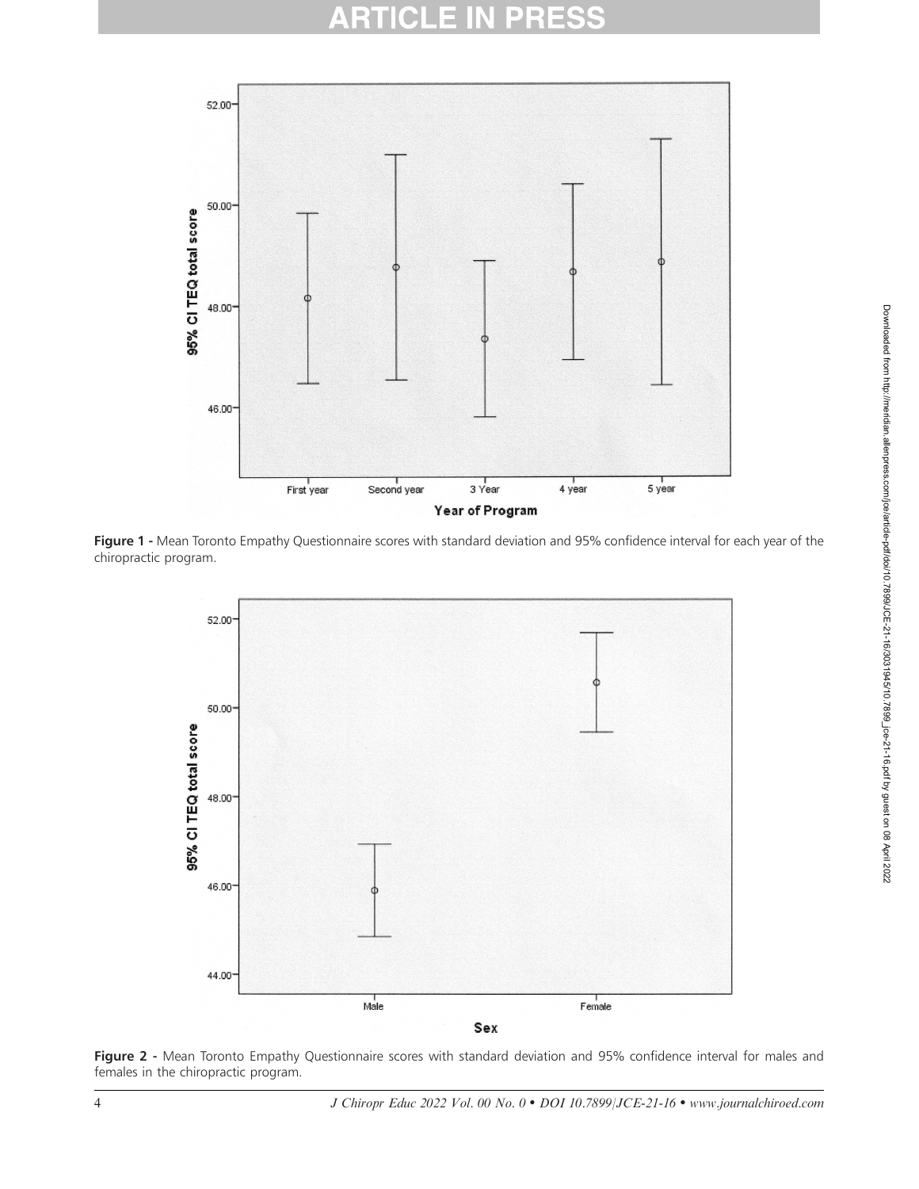**Figure 1 -** Mean Toronto Empathy Questionnaire scores with standard deviation and 95% confidence interval for each year of the chiropractic program.

**Figure 2 -** Mean Toronto Empathy Questionnaire scores with standard deviation and 95% confidence interval for males and females in the chiropractic program.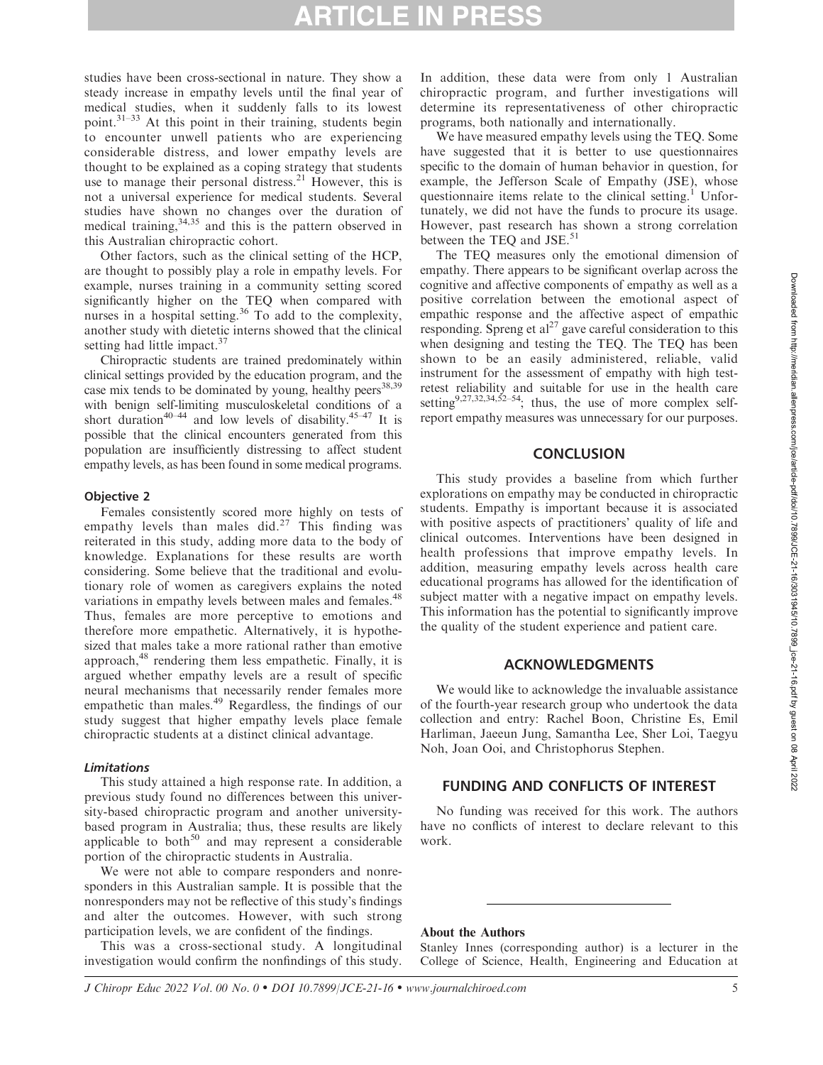studies have been cross-sectional in nature. They show a steady increase in empathy levels until the final year of medical studies, when it suddenly falls to its lowest point.[31–33] At this point in their training, students begin to encounter unwell patients who are experiencing considerable distress, and lower empathy levels are thought to be explained as a coping strategy that students use to manage their personal distress.[21] However, this is not a universal experience for medical students. Several studies have shown no changes over the duration of medical training,[34,35] and this is the pattern observed in this Australian chiropractic cohort.

Other factors, such as the clinical setting of the HCP, are thought to possibly play a role in empathy levels. For example, nurses training in a community setting scored significantly higher on the TEQ when compared with nurses in a hospital setting.[36] To add to the complexity, another study with dietetic interns showed that the clinical setting had little impact.[37]

Chiropractic students are trained predominately within clinical settings provided by the education program, and the case mix tends to be dominated by young, healthy peers[38,39] with benign self-limiting musculoskeletal conditions of a short duration[40–44] and low levels of disability.[45–47] It is possible that the clinical encounters generated from this population are insufficiently distressing to affect student empathy levels, as has been found in some medical programs.

### Objective 2

Females consistently scored more highly on tests of empathy levels than males did.[27] This finding was reiterated in this study, adding more data to the body of knowledge. Explanations for these results are worth considering. Some believe that the traditional and evolutionary role of women as caregivers explains the noted variations in empathy levels between males and females.[48] Thus, females are more perceptive to emotions and therefore more empathetic. Alternatively, it is hypothesized that males take a more rational rather than emotive approach,[48] rendering them less empathetic. Finally, it is argued whether empathy levels are a result of specific neural mechanisms that necessarily render females more empathetic than males.[49] Regardless, the findings of our study suggest that higher empathy levels place female chiropractic students at a distinct clinical advantage.

### *Limitations*

This study attained a high response rate. In addition, a previous study found no differences between this university-based chiropractic program and another university-based program in Australia; thus, these results are likely applicable to both[50] and may represent a considerable portion of the chiropractic students in Australia.

We were not able to compare responders and nonresponders in this Australian sample. It is possible that the nonresponders may not be reflective of this study's findings and alter the outcomes. However, with such strong participation levels, we are confident of the findings.

This was a cross-sectional study. A longitudinal investigation would confirm the nonfindings of this study. In addition, these data were from only 1 Australian chiropractic program, and further investigations will determine its representativeness of other chiropractic programs, both nationally and internationally.

We have measured empathy levels using the TEQ. Some have suggested that it is better to use questionnaires specific to the domain of human behavior in question, for example, the Jefferson Scale of Empathy (JSE), whose questionnaire items relate to the clinical setting.[1] Unfortunately, we did not have the funds to procure its usage. However, past research has shown a strong correlation between the TEQ and JSE.[51]

The TEQ measures only the emotional dimension of empathy. There appears to be significant overlap across the cognitive and affective components of empathy as well as a positive correlation between the emotional aspect of empathic response and the affective aspect of empathic responding. Spreng et al[27] gave careful consideration to this when designing and testing the TEQ. The TEQ has been shown to be an easily administered, reliable, valid instrument for the assessment of empathy with high test-retest reliability and suitable for use in the health care setting[9,27,32,34,52–54]; thus, the use of more complex self-report empathy measures was unnecessary for our purposes.

## CONCLUSION

This study provides a baseline from which further explorations on empathy may be conducted in chiropractic students. Empathy is important because it is associated with positive aspects of practitioners' quality of life and clinical outcomes. Interventions have been designed in health professions that improve empathy levels. In addition, measuring empathy levels across health care educational programs has allowed for the identification of subject matter with a negative impact on empathy levels. This information has the potential to significantly improve the quality of the student experience and patient care.

## ACKNOWLEDGMENTS

We would like to acknowledge the invaluable assistance of the fourth-year research group who undertook the data collection and entry: Rachel Boon, Christine Es, Emil Harliman, Jaeeun Jung, Samantha Lee, Sher Loi, Taegyu Noh, Joan Ooi, and Christophorus Stephen.

## FUNDING AND CONFLICTS OF INTEREST

No funding was received for this work. The authors have no conflicts of interest to declare relevant to this work.

**About the Authors**

Stanley Innes (corresponding author) is a lecturer in the College of Science, Health, Engineering and Education at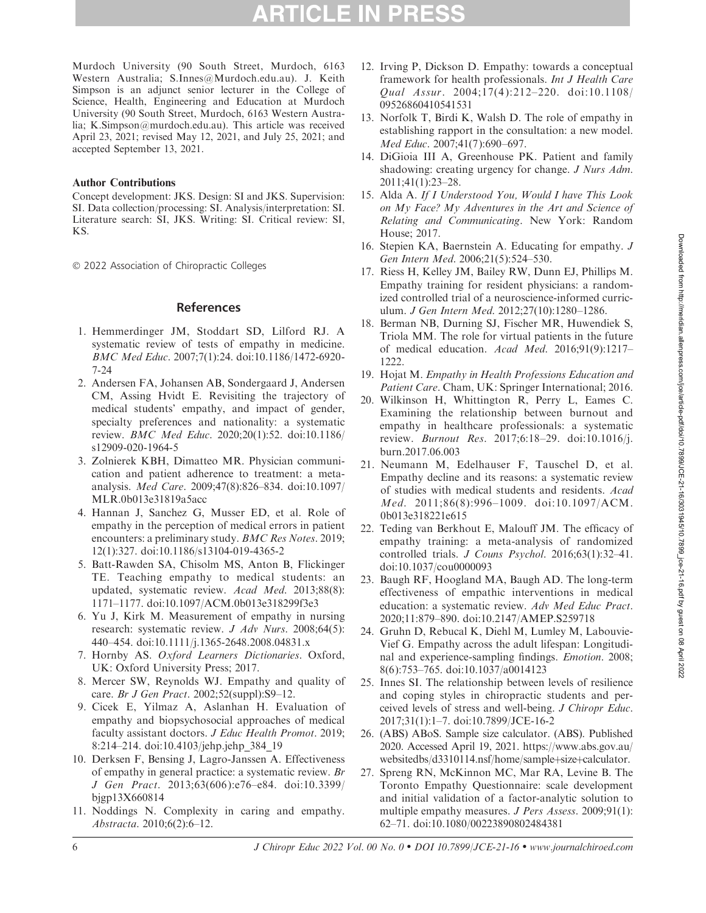Murdoch University (90 South Street, Murdoch, 6163 Western Australia; S.Innes@Murdoch.edu.au). J. Keith Simpson is an adjunct senior lecturer in the College of Science, Health, Engineering and Education at Murdoch University (90 South Street, Murdoch, 6163 Western Australia; K.Simpson@murdoch.edu.au). This article was received April 23, 2021; revised May 12, 2021, and July 25, 2021; and accepted September 13, 2021.

**Author Contributions**

Concept development: JKS. Design: SI and JKS. Supervision: SI. Data collection/processing: SI. Analysis/interpretation: SI. Literature search: SI, JKS. Writing: SI. Critical review: SI, KS.

© 2022 Association of Chiropractic Colleges

## References

1. Hemmerdinger JM, Stoddart SD, Lilford RJ. A systematic review of tests of empathy in medicine. *BMC Med Educ*. 2007;7(1):24. doi:10.1186/1472-6920-7-24
2. Andersen FA, Johansen AB, Sondergaard J, Andersen CM, Assing Hvidt E. Revisiting the trajectory of medical students' empathy, and impact of gender, specialty preferences and nationality: a systematic review. *BMC Med Educ*. 2020;20(1):52. doi:10.1186/s12909-020-1964-5
3. Zolnierek KBH, Dimatteo MR. Physician communication and patient adherence to treatment: a meta-analysis. *Med Care*. 2009;47(8):826–834. doi:10.1097/MLR.0b013e31819a5acc
4. Hannan J, Sanchez G, Musser ED, et al. Role of empathy in the perception of medical errors in patient encounters: a preliminary study. *BMC Res Notes*. 2019;12(1):327. doi:10.1186/s13104-019-4365-2
5. Batt-Rawden SA, Chisolm MS, Anton B, Flickinger TE. Teaching empathy to medical students: an updated, systematic review. *Acad Med*. 2013;88(8):1171–1177. doi:10.1097/ACM.0b013e318299f3e3
6. Yu J, Kirk M. Measurement of empathy in nursing research: systematic review. *J Adv Nurs*. 2008;64(5):440–454. doi:10.1111/j.1365-2648.2008.04831.x
7. Hornby AS. *Oxford Learners Dictionaries*. Oxford, UK: Oxford University Press; 2017.
8. Mercer SW, Reynolds WJ. Empathy and quality of care. *Br J Gen Pract*. 2002;52(suppl):S9–12.
9. Cicek E, Yilmaz A, Aslanhan H. Evaluation of empathy and biopsychosocial approaches of medical faculty assistant doctors. *J Educ Health Promot*. 2019;8:214–214. doi:10.4103/jehp.jehp_384_19
10. Derksen F, Bensing J, Lagro-Janssen A. Effectiveness of empathy in general practice: a systematic review. *Br J Gen Pract*. 2013;63(606):e76–e84. doi:10.3399/bjgp13X660814
11. Noddings N. Complexity in caring and empathy. *Abstracta*. 2010;6(2):6–12.
12. Irving P, Dickson D. Empathy: towards a conceptual framework for health professionals. *Int J Health Care Qual Assur*. 2004;17(4):212–220. doi:10.1108/09526860410541531
13. Norfolk T, Birdi K, Walsh D. The role of empathy in establishing rapport in the consultation: a new model. *Med Educ*. 2007;41(7):690–697.
14. DiGioia III A, Greenhouse PK. Patient and family shadowing: creating urgency for change. *J Nurs Adm*. 2011;41(1):23–28.
15. Alda A. *If I Understood You, Would I have This Look on My Face? My Adventures in the Art and Science of Relating and Communicating*. New York: Random House; 2017.
16. Stepien KA, Baernstein A. Educating for empathy. *J Gen Intern Med*. 2006;21(5):524–530.
17. Riess H, Kelley JM, Bailey RW, Dunn EJ, Phillips M. Empathy training for resident physicians: a randomized controlled trial of a neuroscience-informed curriculum. *J Gen Intern Med*. 2012;27(10):1280–1286.
18. Berman NB, Durning SJ, Fischer MR, Huwendiek S, Triola MM. The role for virtual patients in the future of medical education. *Acad Med*. 2016;91(9):1217–1222.
19. Hojat M. *Empathy in Health Professions Education and Patient Care*. Cham, UK: Springer International; 2016.
20. Wilkinson H, Whittington R, Perry L, Eames C. Examining the relationship between burnout and empathy in healthcare professionals: a systematic review. *Burnout Res*. 2017;6:18–29. doi:10.1016/j.burn.2017.06.003
21. Neumann M, Edelhauser F, Tauschel D, et al. Empathy decline and its reasons: a systematic review of studies with medical students and residents. *Acad Med*. 2011;86(8):996–1009. doi:10.1097/ACM.0b013e318221e615
22. Teding van Berkhout E, Malouff JM. The efficacy of empathy training: a meta-analysis of randomized controlled trials. *J Couns Psychol*. 2016;63(1):32–41. doi:10.1037/cou0000093
23. Baugh RF, Hoogland MA, Baugh AD. The long-term effectiveness of empathic interventions in medical education: a systematic review. *Adv Med Educ Pract*. 2020;11:879–890. doi:10.2147/AMEP.S259718
24. Gruhn D, Rebucal K, Diehl M, Lumley M, Labouvie-Vief G. Empathy across the adult lifespan: Longitudinal and experience-sampling findings. *Emotion*. 2008;8(6):753–765. doi:10.1037/a0014123
25. Innes SI. The relationship between levels of resilience and coping styles in chiropractic students and perceived levels of stress and well-being. *J Chiropr Educ*. 2017;31(1):1–7. doi:10.7899/JCE-16-2
26. (ABS) ABoS. Sample size calculator. (ABS). Published 2020. Accessed April 19, 2021. https://www.abs.gov.au/websitedbs/d3310114.nsf/home/sample+size+calculator.
27. Spreng RN, McKinnon MC, Mar RA, Levine B. The Toronto Empathy Questionnaire: scale development and initial validation of a factor-analytic solution to multiple empathy measures. *J Pers Assess*. 2009;91(1):62–71. doi:10.1080/00223890802484381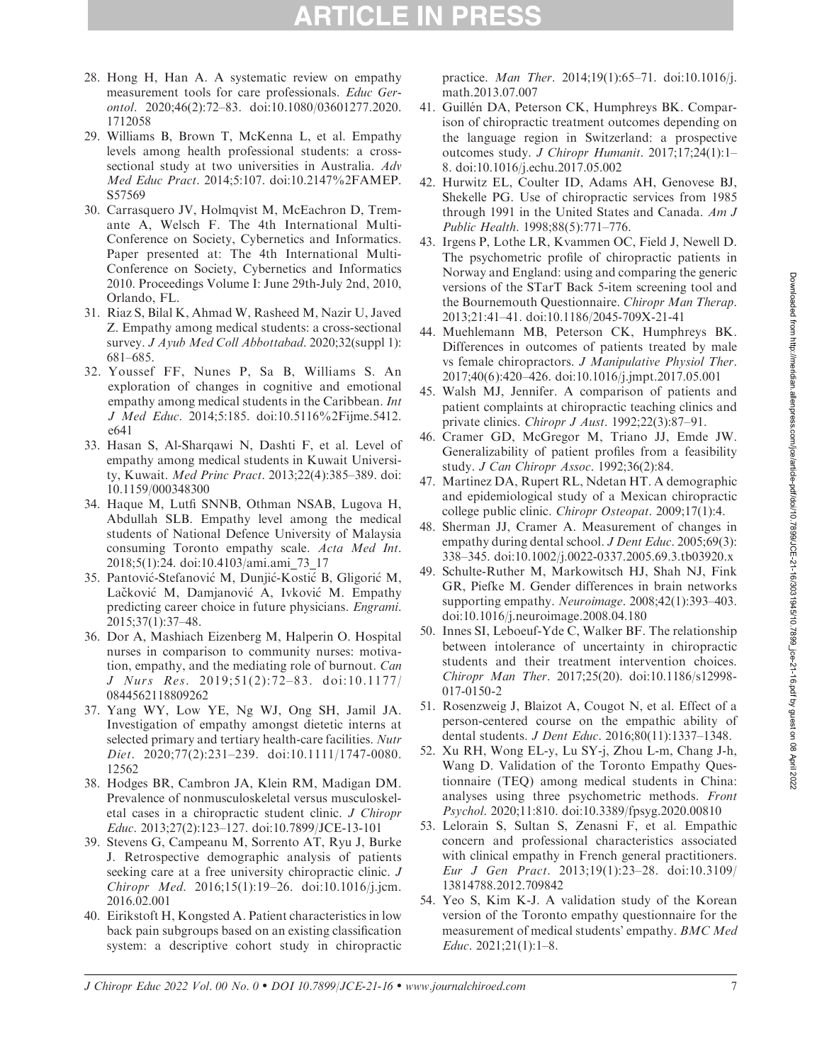28. Hong H, Han A. A systematic review on empathy measurement tools for care professionals. *Educ Gerontol*. 2020;46(2):72–83. doi:10.1080/03601277.2020.1712058
29. Williams B, Brown T, McKenna L, et al. Empathy levels among health professional students: a cross-sectional study at two universities in Australia. *Adv Med Educ Pract*. 2014;5:107. doi:10.2147%2FAMEP.S57569
30. Carrasquero JV, Holmqvist M, McEachron D, Tremante A, Welsch F. The 4th International Multi-Conference on Society, Cybernetics and Informatics. Paper presented at: The 4th International Multi-Conference on Society, Cybernetics and Informatics 2010. Proceedings Volume I: June 29th-July 2nd, 2010, Orlando, FL.
31. Riaz S, Bilal K, Ahmad W, Rasheed M, Nazir U, Javed Z. Empathy among medical students: a cross-sectional survey. *J Ayub Med Coll Abbottabad*. 2020;32(suppl 1): 681–685.
32. Youssef FF, Nunes P, Sa B, Williams S. An exploration of changes in cognitive and emotional empathy among medical students in the Caribbean. *Int J Med Educ*. 2014;5:185. doi:10.5116%2Fijme.5412.e641
33. Hasan S, Al-Sharqawi N, Dashti F, et al. Level of empathy among medical students in Kuwait University, Kuwait. *Med Princ Pract*. 2013;22(4):385–389. doi:10.1159/000348300
34. Haque M, Lutfi SNNB, Othman NSAB, Lugova H, Abdullah SLB. Empathy level among the medical students of National Defence University of Malaysia consuming Toronto empathy scale. *Acta Med Int*. 2018;5(1):24. doi:10.4103/ami.ami_73_17
35. Pantović-Stefanović M, Dunjić-Kostić B, Gligorić M, Lačković M, Damjanović A, Ivković M. Empathy predicting career choice in future physicians. *Engrami*. 2015;37(1):37–48.
36. Dor A, Mashiach Eizenberg M, Halperin O. Hospital nurses in comparison to community nurses: motivation, empathy, and the mediating role of burnout. *Can J Nurs Res*. 2019;51(2):72–83. doi:10.1177/0844562118809262
37. Yang WY, Low YE, Ng WJ, Ong SH, Jamil JA. Investigation of empathy amongst dietetic interns at selected primary and tertiary health-care facilities. *Nutr Diet*. 2020;77(2):231–239. doi:10.1111/1747-0080.12562
38. Hodges BR, Cambron JA, Klein RM, Madigan DM. Prevalence of nonmusculoskeletal versus musculoskeletal cases in a chiropractic student clinic. *J Chiropr Educ*. 2013;27(2):123–127. doi:10.7899/JCE-13-101
39. Stevens G, Campeanu M, Sorrento AT, Ryu J, Burke J. Retrospective demographic analysis of patients seeking care at a free university chiropractic clinic. *J Chiropr Med*. 2016;15(1):19–26. doi:10.1016/j.jcm.2016.02.001
40. Eirikstoft H, Kongsted A. Patient characteristics in low back pain subgroups based on an existing classification system: a descriptive cohort study in chiropractic practice. *Man Ther*. 2014;19(1):65–71. doi:10.1016/j.math.2013.07.007
41. Guillén DA, Peterson CK, Humphreys BK. Comparison of chiropractic treatment outcomes depending on the language region in Switzerland: a prospective outcomes study. *J Chiropr Humanit*. 2017;17;24(1):1–8. doi:10.1016/j.echu.2017.05.002
42. Hurwitz EL, Coulter ID, Adams AH, Genovese BJ, Shekelle PG. Use of chiropractic services from 1985 through 1991 in the United States and Canada. *Am J Public Health*. 1998;88(5):771–776.
43. Irgens P, Lothe LR, Kvammen OC, Field J, Newell D. The psychometric profile of chiropractic patients in Norway and England: using and comparing the generic versions of the STarT Back 5-item screening tool and the Bournemouth Questionnaire. *Chiropr Man Therap*. 2013;21:41–41. doi:10.1186/2045-709X-21-41
44. Muehlemann MB, Peterson CK, Humphreys BK. Differences in outcomes of patients treated by male vs female chiropractors. *J Manipulative Physiol Ther*. 2017;40(6):420–426. doi:10.1016/j.jmpt.2017.05.001
45. Walsh MJ, Jennifer. A comparison of patients and patient complaints at chiropractic teaching clinics and private clinics. *Chiropr J Aust*. 1992;22(3):87–91.
46. Cramer GD, McGregor M, Triano JJ, Emde JW. Generalizability of patient profiles from a feasibility study. *J Can Chiropr Assoc*. 1992;36(2):84.
47. Martinez DA, Rupert RL, Ndetan HT. A demographic and epidemiological study of a Mexican chiropractic college public clinic. *Chiropr Osteopat*. 2009;17(1):4.
48. Sherman JJ, Cramer A. Measurement of changes in empathy during dental school. *J Dent Educ*. 2005;69(3): 338–345. doi:10.1002/j.0022-0337.2005.69.3.tb03920.x
49. Schulte-Ruther M, Markowitsch HJ, Shah NJ, Fink GR, Piefke M. Gender differences in brain networks supporting empathy. *Neuroimage*. 2008;42(1):393–403. doi:10.1016/j.neuroimage.2008.04.180
50. Innes SI, Leboeuf-Yde C, Walker BF. The relationship between intolerance of uncertainty in chiropractic students and their treatment intervention choices. *Chiropr Man Ther*. 2017;25(20). doi:10.1186/s12998-017-0150-2
51. Rosenzweig J, Blaizot A, Cougot N, et al. Effect of a person-centered course on the empathic ability of dental students. *J Dent Educ*. 2016;80(11):1337–1348.
52. Xu RH, Wong EL-y, Lu SY-j, Zhou L-m, Chang J-h, Wang D. Validation of the Toronto Empathy Questionnaire (TEQ) among medical students in China: analyses using three psychometric methods. *Front Psychol*. 2020;11:810. doi:10.3389/fpsyg.2020.00810
53. Lelorain S, Sultan S, Zenasni F, et al. Empathic concern and professional characteristics associated with clinical empathy in French general practitioners. *Eur J Gen Pract*. 2013;19(1):23–28. doi:10.3109/13814788.2012.709842
54. Yeo S, Kim K-J. A validation study of the Korean version of the Toronto empathy questionnaire for the measurement of medical students' empathy. *BMC Med Educ*. 2021;21(1):1–8.